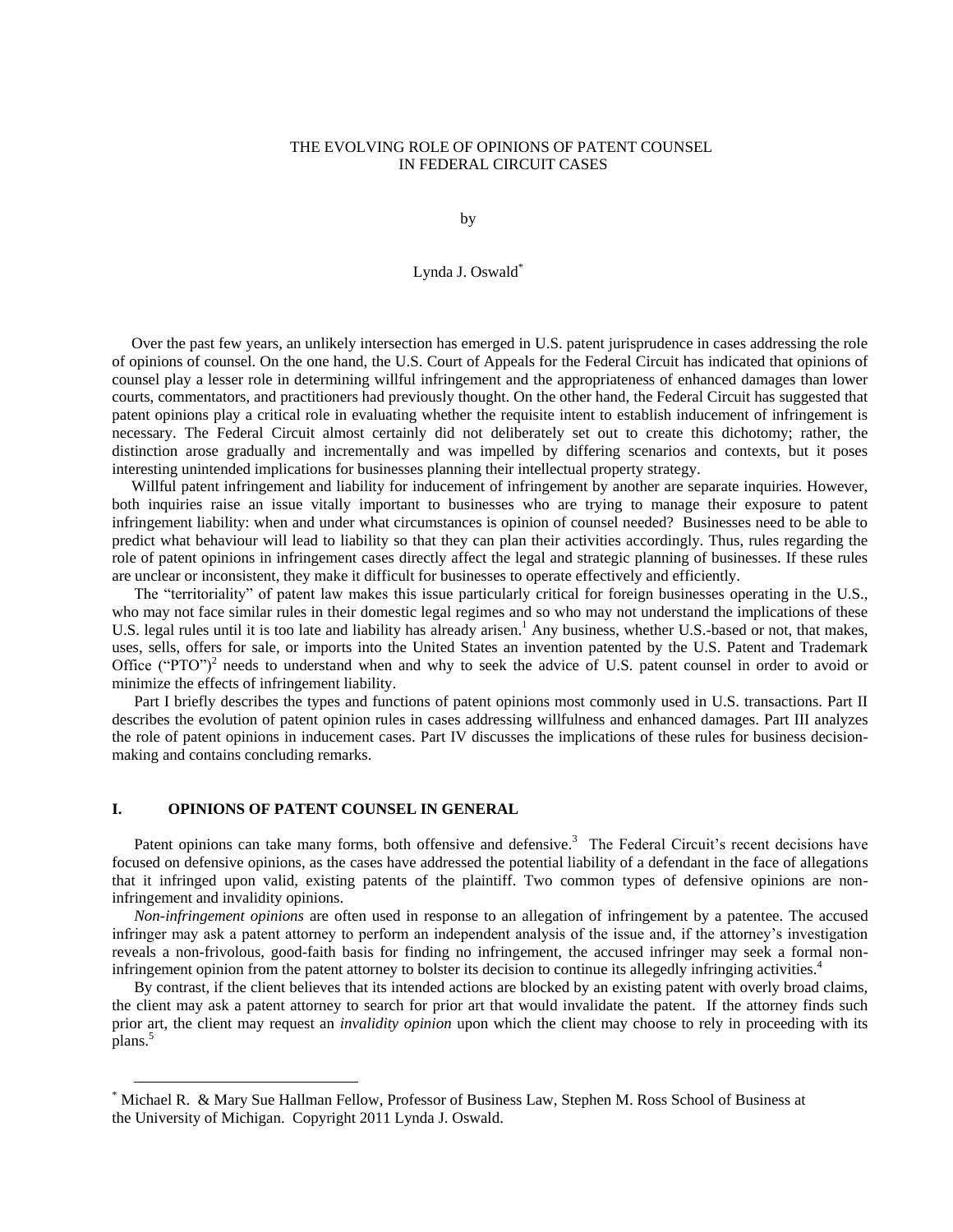# THE EVOLVING ROLE OF OPINIONS OF PATENT COUNSEL IN FEDERAL CIRCUIT CASES

by

Lynda J. Oswald*

Over the past few years, an unlikely intersection has emerged in U.S. patent jurisprudence in cases addressing the role of opinions of counsel. On the one hand, the U.S. Court of Appeals for the Federal Circuit has indicated that opinions of counsel play a lesser role in determining willful infringement and the appropriateness of enhanced damages than lower courts, commentators, and practitioners had previously thought. On the other hand, the Federal Circuit has suggested that patent opinions play a critical role in evaluating whether the requisite intent to establish inducement of infringement is necessary. The Federal Circuit almost certainly did not deliberately set out to create this dichotomy; rather, the distinction arose gradually and incrementally and was impelled by differing scenarios and contexts, but it poses interesting unintended implications for businesses planning their intellectual property strategy.

Willful patent infringement and liability for inducement of infringement by another are separate inquiries. However, both inquiries raise an issue vitally important to businesses who are trying to manage their exposure to patent infringement liability: when and under what circumstances is opinion of counsel needed? Businesses need to be able to predict what behaviour will lead to liability so that they can plan their activities accordingly. Thus, rules regarding the role of patent opinions in infringement cases directly affect the legal and strategic planning of businesses. If these rules are unclear or inconsistent, they make it difficult for businesses to operate effectively and efficiently.

The "territoriality" of patent law makes this issue particularly critical for foreign businesses operating in the U.S., who may not face similar rules in their domestic legal regimes and so who may not understand the implications of these U.S. legal rules until it is too late and liability has already arisen.[1] Any business, whether U.S.-based or not, that makes, uses, sells, offers for sale, or imports into the United States an invention patented by the U.S. Patent and Trademark Office ("PTO")[2] needs to understand when and why to seek the advice of U.S. patent counsel in order to avoid or minimize the effects of infringement liability.

Part I briefly describes the types and functions of patent opinions most commonly used in U.S. transactions. Part II describes the evolution of patent opinion rules in cases addressing willfulness and enhanced damages. Part III analyzes the role of patent opinions in inducement cases. Part IV discusses the implications of these rules for business decision-making and contains concluding remarks.

## I. OPINIONS OF PATENT COUNSEL IN GENERAL

Patent opinions can take many forms, both offensive and defensive.[3] The Federal Circuit's recent decisions have focused on defensive opinions, as the cases have addressed the potential liability of a defendant in the face of allegations that it infringed upon valid, existing patents of the plaintiff. Two common types of defensive opinions are non-infringement and invalidity opinions.

*Non-infringement opinions* are often used in response to an allegation of infringement by a patentee. The accused infringer may ask a patent attorney to perform an independent analysis of the issue and, if the attorney's investigation reveals a non-frivolous, good-faith basis for finding no infringement, the accused infringer may seek a formal non-infringement opinion from the patent attorney to bolster its decision to continue its allegedly infringing activities.[4]

By contrast, if the client believes that its intended actions are blocked by an existing patent with overly broad claims, the client may ask a patent attorney to search for prior art that would invalidate the patent. If the attorney finds such prior art, the client may request an *invalidity opinion* upon which the client may choose to rely in proceeding with its plans.[5]

---

* Michael R. & Mary Sue Hallman Fellow, Professor of Business Law, Stephen M. Ross School of Business at the University of Michigan. Copyright 2011 Lynda J. Oswald.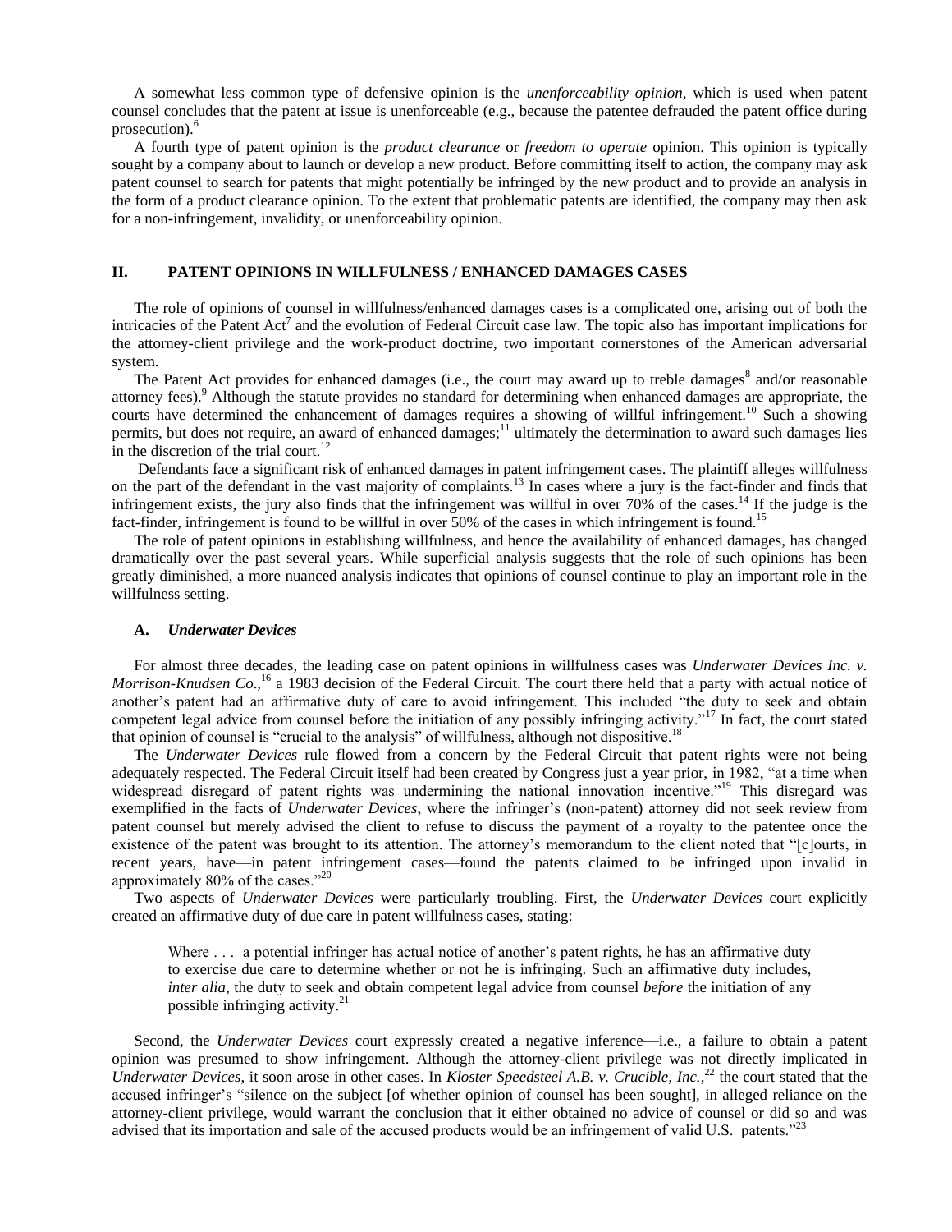A somewhat less common type of defensive opinion is the *unenforceability opinion*, which is used when patent counsel concludes that the patent at issue is unenforceable (e.g., because the patentee defrauded the patent office during prosecution).[6]

A fourth type of patent opinion is the *product clearance* or *freedom to operate* opinion. This opinion is typically sought by a company about to launch or develop a new product. Before committing itself to action, the company may ask patent counsel to search for patents that might potentially be infringed by the new product and to provide an analysis in the form of a product clearance opinion. To the extent that problematic patents are identified, the company may then ask for a non-infringement, invalidity, or unenforceability opinion.

## II. PATENT OPINIONS IN WILLFULNESS / ENHANCED DAMAGES CASES

The role of opinions of counsel in willfulness/enhanced damages cases is a complicated one, arising out of both the intricacies of the Patent Act[7] and the evolution of Federal Circuit case law. The topic also has important implications for the attorney-client privilege and the work-product doctrine, two important cornerstones of the American adversarial system.

The Patent Act provides for enhanced damages (i.e., the court may award up to treble damages[8] and/or reasonable attorney fees).[9] Although the statute provides no standard for determining when enhanced damages are appropriate, the courts have determined the enhancement of damages requires a showing of willful infringement.[10] Such a showing permits, but does not require, an award of enhanced damages;[11] ultimately the determination to award such damages lies in the discretion of the trial court.[12]

Defendants face a significant risk of enhanced damages in patent infringement cases. The plaintiff alleges willfulness on the part of the defendant in the vast majority of complaints.[13] In cases where a jury is the fact-finder and finds that infringement exists, the jury also finds that the infringement was willful in over 70% of the cases.[14] If the judge is the fact-finder, infringement is found to be willful in over 50% of the cases in which infringement is found.[15]

The role of patent opinions in establishing willfulness, and hence the availability of enhanced damages, has changed dramatically over the past several years. While superficial analysis suggests that the role of such opinions has been greatly diminished, a more nuanced analysis indicates that opinions of counsel continue to play an important role in the willfulness setting.

### A. *Underwater Devices*

For almost three decades, the leading case on patent opinions in willfulness cases was *Underwater Devices Inc. v. Morrison-Knudsen Co*.,[16] a 1983 decision of the Federal Circuit. The court there held that a party with actual notice of another's patent had an affirmative duty of care to avoid infringement. This included "the duty to seek and obtain competent legal advice from counsel before the initiation of any possibly infringing activity."[17] In fact, the court stated that opinion of counsel is "crucial to the analysis" of willfulness, although not dispositive.[18]

The *Underwater Devices* rule flowed from a concern by the Federal Circuit that patent rights were not being adequately respected. The Federal Circuit itself had been created by Congress just a year prior, in 1982, "at a time when widespread disregard of patent rights was undermining the national innovation incentive."[19] This disregard was exemplified in the facts of *Underwater Devices*, where the infringer's (non-patent) attorney did not seek review from patent counsel but merely advised the client to refuse to discuss the payment of a royalty to the patentee once the existence of the patent was brought to its attention. The attorney's memorandum to the client noted that "[c]ourts, in recent years, have—in patent infringement cases—found the patents claimed to be infringed upon invalid in approximately 80% of the cases."[20]

Two aspects of *Underwater Devices* were particularly troubling. First, the *Underwater Devices* court explicitly created an affirmative duty of due care in patent willfulness cases, stating:

> Where . . . a potential infringer has actual notice of another's patent rights, he has an affirmative duty to exercise due care to determine whether or not he is infringing. Such an affirmative duty includes, *inter alia*, the duty to seek and obtain competent legal advice from counsel *before* the initiation of any possible infringing activity.[21]

Second, the *Underwater Devices* court expressly created a negative inference—i.e., a failure to obtain a patent opinion was presumed to show infringement. Although the attorney-client privilege was not directly implicated in *Underwater Devices*, it soon arose in other cases. In *Kloster Speedsteel A.B. v. Crucible, Inc.*,[22] the court stated that the accused infringer's "silence on the subject [of whether opinion of counsel has been sought], in alleged reliance on the attorney-client privilege, would warrant the conclusion that it either obtained no advice of counsel or did so and was advised that its importation and sale of the accused products would be an infringement of valid U.S. patents."[23]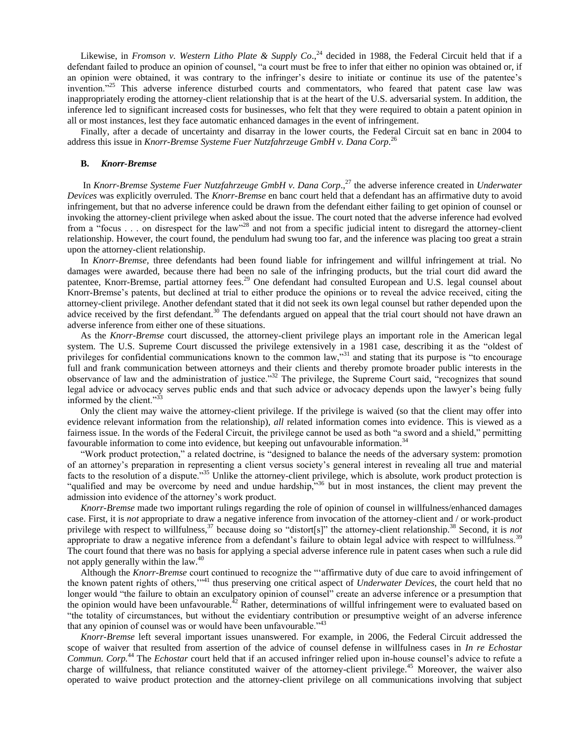Likewise, in *Fromson v. Western Litho Plate & Supply Co*.,[24] decided in 1988, the Federal Circuit held that if a defendant failed to produce an opinion of counsel, "a court must be free to infer that either no opinion was obtained or, if an opinion were obtained, it was contrary to the infringer's desire to initiate or continue its use of the patentee's invention."[25] This adverse inference disturbed courts and commentators, who feared that patent case law was inappropriately eroding the attorney-client relationship that is at the heart of the U.S. adversarial system. In addition, the inference led to significant increased costs for businesses, who felt that they were required to obtain a patent opinion in all or most instances, lest they face automatic enhanced damages in the event of infringement.

Finally, after a decade of uncertainty and disarray in the lower courts, the Federal Circuit sat en banc in 2004 to address this issue in *Knorr-Bremse Systeme Fuer Nutzfahrzeuge GmbH v. Dana Corp*.[26]

### B. *Knorr-Bremse*

In *Knorr-Bremse Systeme Fuer Nutzfahrzeuge GmbH v. Dana Corp*.,[27] the adverse inference created in *Underwater Devices* was explicitly overruled. The *Knorr-Bremse* en banc court held that a defendant has an affirmative duty to avoid infringement, but that no adverse inference could be drawn from the defendant either failing to get opinion of counsel or invoking the attorney-client privilege when asked about the issue. The court noted that the adverse inference had evolved from a "focus . . . on disrespect for the law"[28] and not from a specific judicial intent to disregard the attorney-client relationship. However, the court found, the pendulum had swung too far, and the inference was placing too great a strain upon the attorney-client relationship.

In *Knorr-Bremse*, three defendants had been found liable for infringement and willful infringement at trial. No damages were awarded, because there had been no sale of the infringing products, but the trial court did award the patentee, Knorr-Bremse, partial attorney fees.[29] One defendant had consulted European and U.S. legal counsel about Knorr-Bremse's patents, but declined at trial to either produce the opinions or to reveal the advice received, citing the attorney-client privilege. Another defendant stated that it did not seek its own legal counsel but rather depended upon the advice received by the first defendant.[30] The defendants argued on appeal that the trial court should not have drawn an adverse inference from either one of these situations.

As the *Knorr-Bremse* court discussed, the attorney-client privilege plays an important role in the American legal system. The U.S. Supreme Court discussed the privilege extensively in a 1981 case, describing it as the "oldest of privileges for confidential communications known to the common law,"[31] and stating that its purpose is "to encourage full and frank communication between attorneys and their clients and thereby promote broader public interests in the observance of law and the administration of justice."[32] The privilege, the Supreme Court said, "recognizes that sound legal advice or advocacy serves public ends and that such advice or advocacy depends upon the lawyer's being fully informed by the client."[33]

Only the client may waive the attorney-client privilege. If the privilege is waived (so that the client may offer into evidence relevant information from the relationship), *all* related information comes into evidence. This is viewed as a fairness issue. In the words of the Federal Circuit, the privilege cannot be used as both "a sword and a shield," permitting favourable information to come into evidence, but keeping out unfavourable information.[34]

"Work product protection," a related doctrine, is "designed to balance the needs of the adversary system: promotion of an attorney's preparation in representing a client versus society's general interest in revealing all true and material facts to the resolution of a dispute."[35] Unlike the attorney-client privilege, which is absolute, work product protection is "qualified and may be overcome by need and undue hardship,"[36] but in most instances, the client may prevent the admission into evidence of the attorney's work product.

*Knorr-Bremse* made two important rulings regarding the role of opinion of counsel in willfulness/enhanced damages case. First, it is *not* appropriate to draw a negative inference from invocation of the attorney-client and / or work-product privilege with respect to willfulness,[37] because doing so "distort[s]" the attorney-client relationship.[38] Second, it is *not* appropriate to draw a negative inference from a defendant's failure to obtain legal advice with respect to willfulness.[39] The court found that there was no basis for applying a special adverse inference rule in patent cases when such a rule did not apply generally within the law.[40]

Although the *Knorr-Bremse* court continued to recognize the "'affirmative duty of due care to avoid infringement of the known patent rights of others,'"[41] thus preserving one critical aspect of *Underwater Devices*, the court held that no longer would "the failure to obtain an exculpatory opinion of counsel" create an adverse inference or a presumption that the opinion would have been unfavourable.[42] Rather, determinations of willful infringement were to evaluated based on "the totality of circumstances, but without the evidentiary contribution or presumptive weight of an adverse inference that any opinion of counsel was or would have been unfavourable."[43]

*Knorr-Bremse* left several important issues unanswered. For example, in 2006, the Federal Circuit addressed the scope of waiver that resulted from assertion of the advice of counsel defense in willfulness cases in *In re Echostar Commun. Corp.*[44] The *Echostar* court held that if an accused infringer relied upon in-house counsel's advice to refute a charge of willfulness, that reliance constituted waiver of the attorney-client privilege.[45] Moreover, the waiver also operated to waive product protection and the attorney-client privilege on all communications involving that subject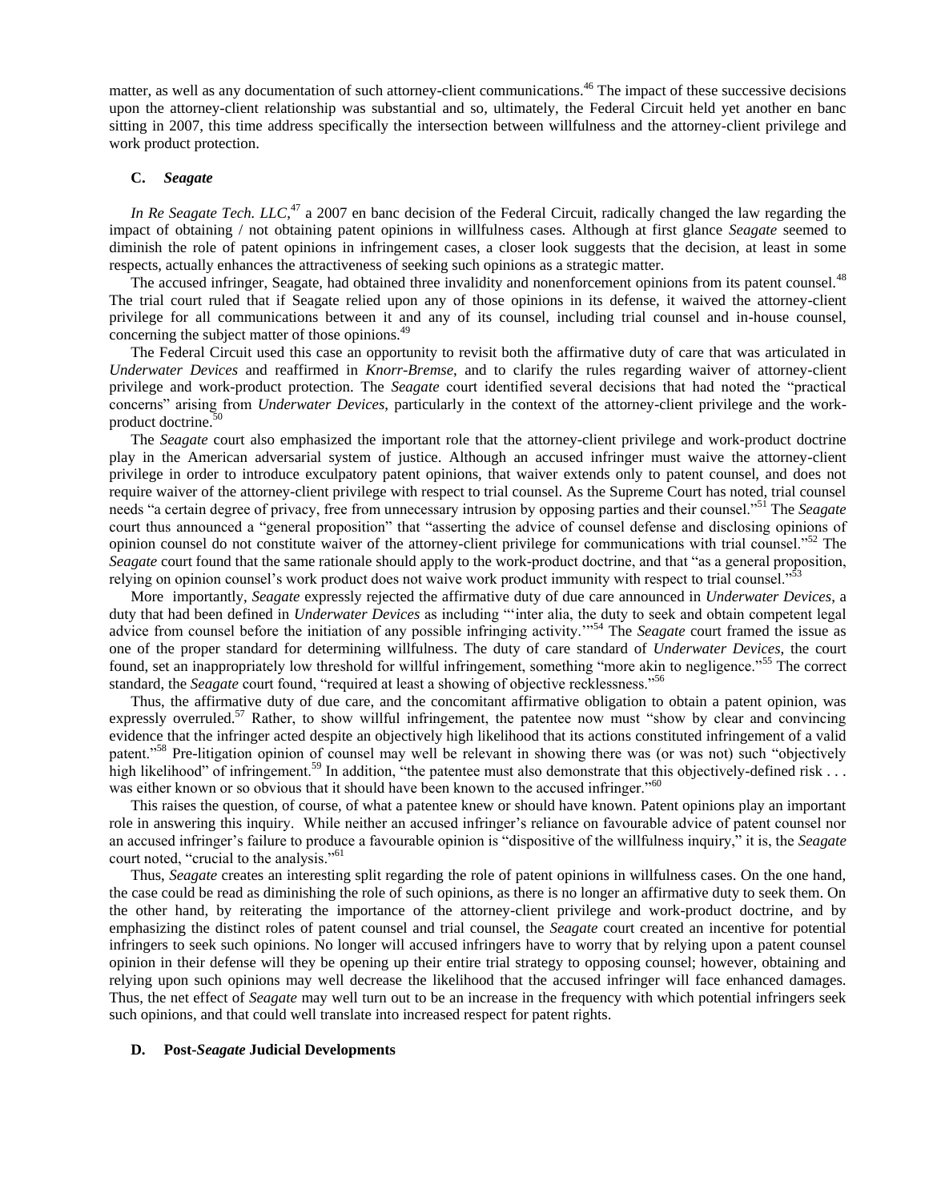matter, as well as any documentation of such attorney-client communications.[46] The impact of these successive decisions upon the attorney-client relationship was substantial and so, ultimately, the Federal Circuit held yet another en banc sitting in 2007, this time address specifically the intersection between willfulness and the attorney-client privilege and work product protection.

### C. *Seagate*

*In Re Seagate Tech. LLC,*[47] a 2007 en banc decision of the Federal Circuit, radically changed the law regarding the impact of obtaining / not obtaining patent opinions in willfulness cases. Although at first glance *Seagate* seemed to diminish the role of patent opinions in infringement cases, a closer look suggests that the decision, at least in some respects, actually enhances the attractiveness of seeking such opinions as a strategic matter.

The accused infringer, Seagate, had obtained three invalidity and nonenforcement opinions from its patent counsel.[48] The trial court ruled that if Seagate relied upon any of those opinions in its defense, it waived the attorney-client privilege for all communications between it and any of its counsel, including trial counsel and in-house counsel, concerning the subject matter of those opinions.[49]

The Federal Circuit used this case an opportunity to revisit both the affirmative duty of care that was articulated in *Underwater Devices* and reaffirmed in *Knorr-Bremse*, and to clarify the rules regarding waiver of attorney-client privilege and work-product protection. The *Seagate* court identified several decisions that had noted the "practical concerns" arising from *Underwater Devices*, particularly in the context of the attorney-client privilege and the work-product doctrine.[50]

The *Seagate* court also emphasized the important role that the attorney-client privilege and work-product doctrine play in the American adversarial system of justice. Although an accused infringer must waive the attorney-client privilege in order to introduce exculpatory patent opinions, that waiver extends only to patent counsel, and does not require waiver of the attorney-client privilege with respect to trial counsel. As the Supreme Court has noted, trial counsel needs "a certain degree of privacy, free from unnecessary intrusion by opposing parties and their counsel."[51] The *Seagate* court thus announced a "general proposition" that "asserting the advice of counsel defense and disclosing opinions of opinion counsel do not constitute waiver of the attorney-client privilege for communications with trial counsel."[52] The *Seagate* court found that the same rationale should apply to the work-product doctrine, and that "as a general proposition, relying on opinion counsel's work product does not waive work product immunity with respect to trial counsel."[53]

More importantly, *Seagate* expressly rejected the affirmative duty of due care announced in *Underwater Devices*, a duty that had been defined in *Underwater Devices* as including "'inter alia, the duty to seek and obtain competent legal advice from counsel before the initiation of any possible infringing activity.'"[54] The *Seagate* court framed the issue as one of the proper standard for determining willfulness. The duty of care standard of *Underwater Devices,* the court found, set an inappropriately low threshold for willful infringement, something "more akin to negligence."[55] The correct standard, the *Seagate* court found, "required at least a showing of objective recklessness."[56]

Thus, the affirmative duty of due care, and the concomitant affirmative obligation to obtain a patent opinion, was expressly overruled.[57] Rather, to show willful infringement, the patentee now must "show by clear and convincing evidence that the infringer acted despite an objectively high likelihood that its actions constituted infringement of a valid patent."[58] Pre-litigation opinion of counsel may well be relevant in showing there was (or was not) such "objectively high likelihood" of infringement.[59] In addition, "the patentee must also demonstrate that this objectively-defined risk . . . was either known or so obvious that it should have been known to the accused infringer."[60]

This raises the question, of course, of what a patentee knew or should have known. Patent opinions play an important role in answering this inquiry. While neither an accused infringer's reliance on favourable advice of patent counsel nor an accused infringer's failure to produce a favourable opinion is "dispositive of the willfulness inquiry," it is, the *Seagate* court noted, "crucial to the analysis."[61]

Thus, *Seagate* creates an interesting split regarding the role of patent opinions in willfulness cases. On the one hand, the case could be read as diminishing the role of such opinions, as there is no longer an affirmative duty to seek them. On the other hand, by reiterating the importance of the attorney-client privilege and work-product doctrine, and by emphasizing the distinct roles of patent counsel and trial counsel, the *Seagate* court created an incentive for potential infringers to seek such opinions. No longer will accused infringers have to worry that by relying upon a patent counsel opinion in their defense will they be opening up their entire trial strategy to opposing counsel; however, obtaining and relying upon such opinions may well decrease the likelihood that the accused infringer will face enhanced damages. Thus, the net effect of *Seagate* may well turn out to be an increase in the frequency with which potential infringers seek such opinions, and that could well translate into increased respect for patent rights.

### D. Post-*Seagate* Judicial Developments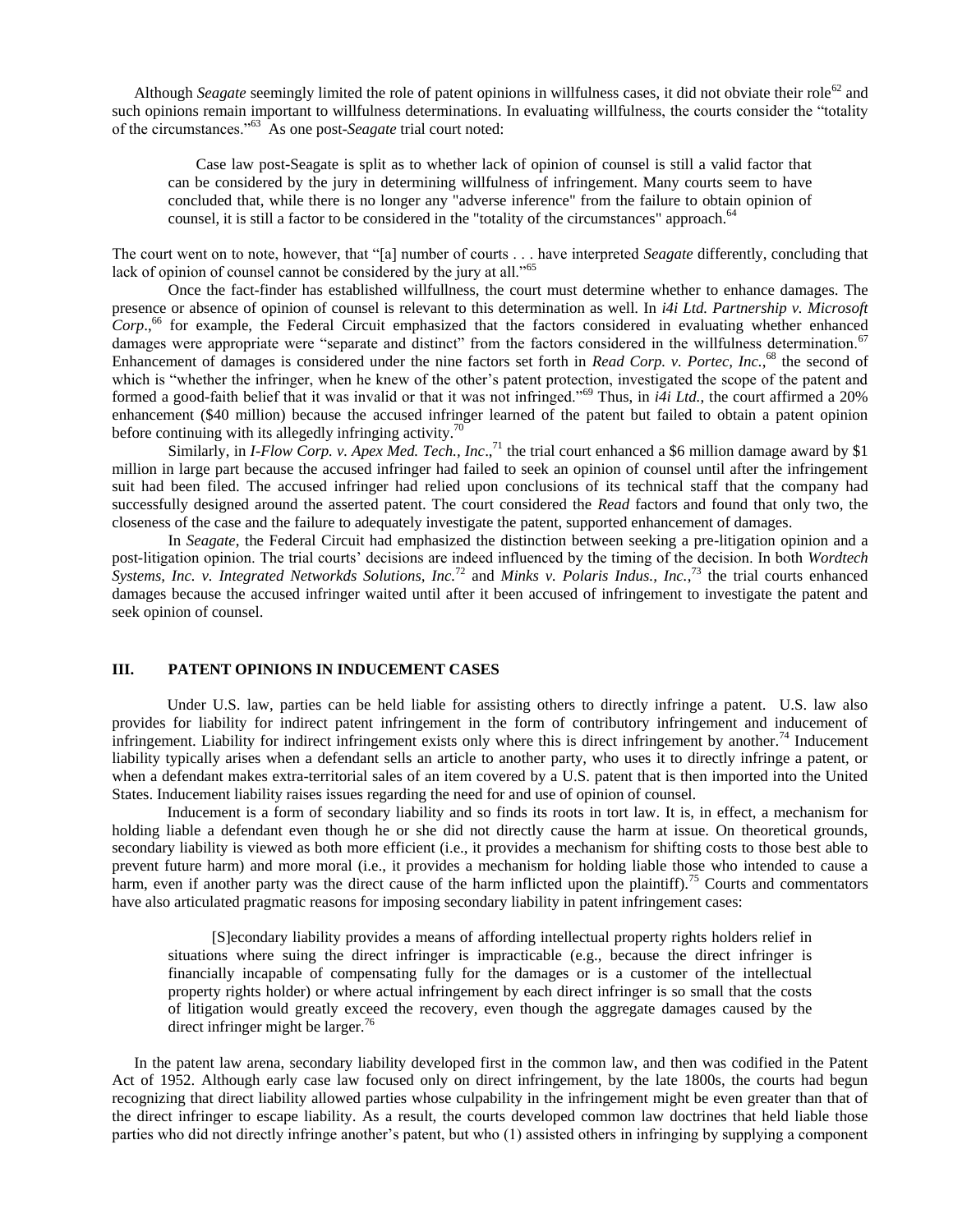Although *Seagate* seemingly limited the role of patent opinions in willfulness cases, it did not obviate their role[62] and such opinions remain important to willfulness determinations. In evaluating willfulness, the courts consider the "totality of the circumstances."[63] As one post-*Seagate* trial court noted:

> Case law post-Seagate is split as to whether lack of opinion of counsel is still a valid factor that can be considered by the jury in determining willfulness of infringement. Many courts seem to have concluded that, while there is no longer any "adverse inference" from the failure to obtain opinion of counsel, it is still a factor to be considered in the "totality of the circumstances" approach.[64]

The court went on to note, however, that "[a] number of courts . . . have interpreted *Seagate* differently, concluding that lack of opinion of counsel cannot be considered by the jury at all."[65]

Once the fact-finder has established willfullness, the court must determine whether to enhance damages. The presence or absence of opinion of counsel is relevant to this determination as well. In *i4i Ltd. Partnership v. Microsoft Corp*.,[66] for example, the Federal Circuit emphasized that the factors considered in evaluating whether enhanced damages were appropriate were "separate and distinct" from the factors considered in the willfulness determination.[67] Enhancement of damages is considered under the nine factors set forth in *Read Corp. v. Portec, Inc.*,[68] the second of which is "whether the infringer, when he knew of the other's patent protection, investigated the scope of the patent and formed a good-faith belief that it was invalid or that it was not infringed."[69] Thus, in *i4i Ltd.*, the court affirmed a 20% enhancement ($40 million) because the accused infringer learned of the patent but failed to obtain a patent opinion before continuing with its allegedly infringing activity.[70]

Similarly, in *I-Flow Corp. v. Apex Med. Tech., Inc*.,[71] the trial court enhanced a $6 million damage award by $1 million in large part because the accused infringer had failed to seek an opinion of counsel until after the infringement suit had been filed. The accused infringer had relied upon conclusions of its technical staff that the company had successfully designed around the asserted patent. The court considered the *Read* factors and found that only two, the closeness of the case and the failure to adequately investigate the patent, supported enhancement of damages.

In *Seagate*, the Federal Circuit had emphasized the distinction between seeking a pre-litigation opinion and a post-litigation opinion. The trial courts' decisions are indeed influenced by the timing of the decision. In both *Wordtech Systems, Inc. v. Integrated Networkds Solutions, Inc.*[72] and *Minks v. Polaris Indus., Inc.*,[73] the trial courts enhanced damages because the accused infringer waited until after it been accused of infringement to investigate the patent and seek opinion of counsel.

## III. PATENT OPINIONS IN INDUCEMENT CASES

Under U.S. law, parties can be held liable for assisting others to directly infringe a patent. U.S. law also provides for liability for indirect patent infringement in the form of contributory infringement and inducement of infringement. Liability for indirect infringement exists only where this is direct infringement by another.[74] Inducement liability typically arises when a defendant sells an article to another party, who uses it to directly infringe a patent, or when a defendant makes extra-territorial sales of an item covered by a U.S. patent that is then imported into the United States. Inducement liability raises issues regarding the need for and use of opinion of counsel.

Inducement is a form of secondary liability and so finds its roots in tort law. It is, in effect, a mechanism for holding liable a defendant even though he or she did not directly cause the harm at issue. On theoretical grounds, secondary liability is viewed as both more efficient (i.e., it provides a mechanism for shifting costs to those best able to prevent future harm) and more moral (i.e., it provides a mechanism for holding liable those who intended to cause a harm, even if another party was the direct cause of the harm inflicted upon the plaintiff).[75] Courts and commentators have also articulated pragmatic reasons for imposing secondary liability in patent infringement cases:

> [S]econdary liability provides a means of affording intellectual property rights holders relief in situations where suing the direct infringer is impracticable (e.g., because the direct infringer is financially incapable of compensating fully for the damages or is a customer of the intellectual property rights holder) or where actual infringement by each direct infringer is so small that the costs of litigation would greatly exceed the recovery, even though the aggregate damages caused by the direct infringer might be larger.[76]

In the patent law arena, secondary liability developed first in the common law, and then was codified in the Patent Act of 1952. Although early case law focused only on direct infringement, by the late 1800s, the courts had begun recognizing that direct liability allowed parties whose culpability in the infringement might be even greater than that of the direct infringer to escape liability. As a result, the courts developed common law doctrines that held liable those parties who did not directly infringe another's patent, but who (1) assisted others in infringing by supplying a component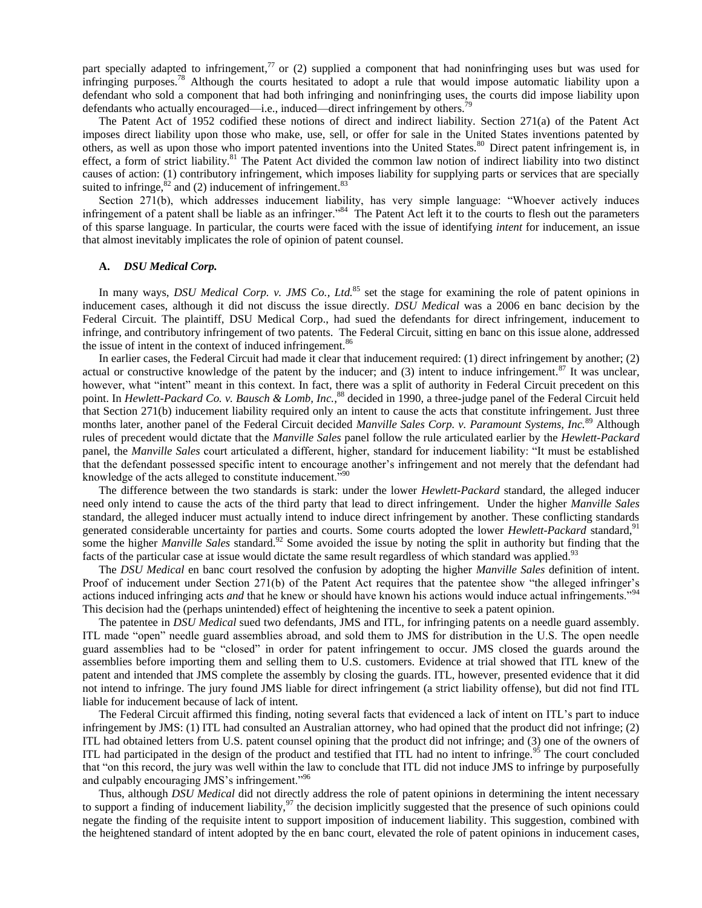part specially adapted to infringement,[77] or (2) supplied a component that had noninfringing uses but was used for infringing purposes.[78] Although the courts hesitated to adopt a rule that would impose automatic liability upon a defendant who sold a component that had both infringing and noninfringing uses, the courts did impose liability upon defendants who actually encouraged—i.e., induced—direct infringement by others.[79]

The Patent Act of 1952 codified these notions of direct and indirect liability. Section 271(a) of the Patent Act imposes direct liability upon those who make, use, sell, or offer for sale in the United States inventions patented by others, as well as upon those who import patented inventions into the United States.[80] Direct patent infringement is, in effect, a form of strict liability.[81] The Patent Act divided the common law notion of indirect liability into two distinct causes of action: (1) contributory infringement, which imposes liability for supplying parts or services that are specially suited to infringe,[82] and (2) inducement of infringement.[83]

Section 271(b), which addresses inducement liability, has very simple language: "Whoever actively induces infringement of a patent shall be liable as an infringer."[84] The Patent Act left it to the courts to flesh out the parameters of this sparse language. In particular, the courts were faced with the issue of identifying *intent* for inducement, an issue that almost inevitably implicates the role of opinion of patent counsel.

### A. *DSU Medical Corp.*

In many ways, *DSU Medical Corp. v. JMS Co., Ltd.*[85] set the stage for examining the role of patent opinions in inducement cases, although it did not discuss the issue directly. *DSU Medical* was a 2006 en banc decision by the Federal Circuit. The plaintiff, DSU Medical Corp., had sued the defendants for direct infringement, inducement to infringe, and contributory infringement of two patents. The Federal Circuit, sitting en banc on this issue alone, addressed the issue of intent in the context of induced infringement.[86]

In earlier cases, the Federal Circuit had made it clear that inducement required: (1) direct infringement by another; (2) actual or constructive knowledge of the patent by the inducer; and (3) intent to induce infringement.[87] It was unclear, however, what "intent" meant in this context. In fact, there was a split of authority in Federal Circuit precedent on this point. In *Hewlett-Packard Co. v. Bausch & Lomb, Inc.*,[88] decided in 1990, a three-judge panel of the Federal Circuit held that Section 271(b) inducement liability required only an intent to cause the acts that constitute infringement. Just three months later, another panel of the Federal Circuit decided *Manville Sales Corp. v. Paramount Systems, Inc.*[89] Although rules of precedent would dictate that the *Manville Sales* panel follow the rule articulated earlier by the *Hewlett-Packard* panel, the *Manville Sales* court articulated a different, higher, standard for inducement liability: "It must be established that the defendant possessed specific intent to encourage another's infringement and not merely that the defendant had knowledge of the acts alleged to constitute inducement."[90]

The difference between the two standards is stark: under the lower *Hewlett-Packard* standard, the alleged inducer need only intend to cause the acts of the third party that lead to direct infringement. Under the higher *Manville Sales* standard, the alleged inducer must actually intend to induce direct infringement by another. These conflicting standards generated considerable uncertainty for parties and courts. Some courts adopted the lower *Hewlett-Packard* standard,[91] some the higher *Manville Sales* standard.[92] Some avoided the issue by noting the split in authority but finding that the facts of the particular case at issue would dictate the same result regardless of which standard was applied.[93]

The *DSU Medical* en banc court resolved the confusion by adopting the higher *Manville Sales* definition of intent. Proof of inducement under Section 271(b) of the Patent Act requires that the patentee show "the alleged infringer's actions induced infringing acts *and* that he knew or should have known his actions would induce actual infringements."[94] This decision had the (perhaps unintended) effect of heightening the incentive to seek a patent opinion.

The patentee in *DSU Medical* sued two defendants, JMS and ITL, for infringing patents on a needle guard assembly. ITL made "open" needle guard assemblies abroad, and sold them to JMS for distribution in the U.S. The open needle guard assemblies had to be "closed" in order for patent infringement to occur. JMS closed the guards around the assemblies before importing them and selling them to U.S. customers. Evidence at trial showed that ITL knew of the patent and intended that JMS complete the assembly by closing the guards. ITL, however, presented evidence that it did not intend to infringe. The jury found JMS liable for direct infringement (a strict liability offense), but did not find ITL liable for inducement because of lack of intent.

The Federal Circuit affirmed this finding, noting several facts that evidenced a lack of intent on ITL's part to induce infringement by JMS: (1) ITL had consulted an Australian attorney, who had opined that the product did not infringe; (2) ITL had obtained letters from U.S. patent counsel opining that the product did not infringe; and (3) one of the owners of ITL had participated in the design of the product and testified that ITL had no intent to infringe.[95] The court concluded that "on this record, the jury was well within the law to conclude that ITL did not induce JMS to infringe by purposefully and culpably encouraging JMS's infringement."[96]

Thus, although *DSU Medical* did not directly address the role of patent opinions in determining the intent necessary to support a finding of inducement liability,[97] the decision implicitly suggested that the presence of such opinions could negate the finding of the requisite intent to support imposition of inducement liability. This suggestion, combined with the heightened standard of intent adopted by the en banc court, elevated the role of patent opinions in inducement cases,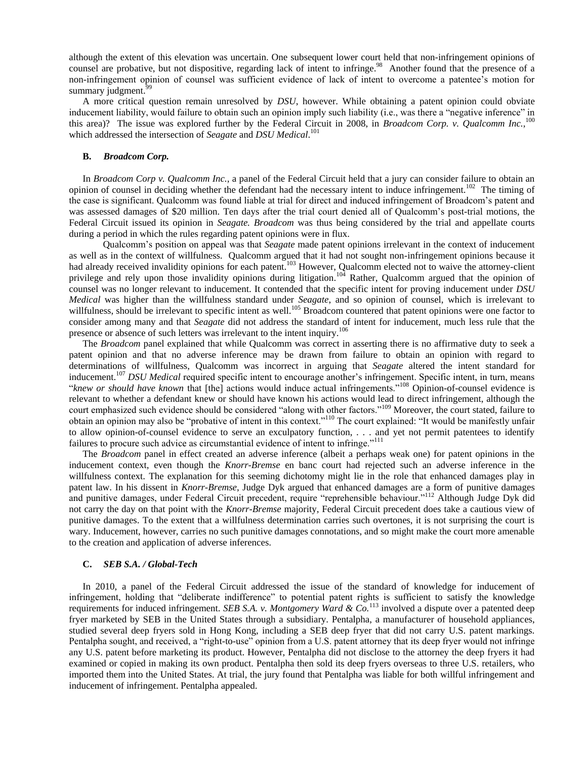although the extent of this elevation was uncertain. One subsequent lower court held that non-infringement opinions of counsel are probative, but not dispositive, regarding lack of intent to infringe.[98] Another found that the presence of a non-infringement opinion of counsel was sufficient evidence of lack of intent to overcome a patentee's motion for summary judgment.[99]

A more critical question remain unresolved by *DSU*, however. While obtaining a patent opinion could obviate inducement liability, would failure to obtain such an opinion imply such liability (i.e., was there a "negative inference" in this area)? The issue was explored further by the Federal Circuit in 2008, in *Broadcom Corp. v. Qualcomm Inc.*,[100] which addressed the intersection of *Seagate* and *DSU Medical*.[101]

### B. *Broadcom Corp.*

In *Broadcom Corp v. Qualcomm Inc.*, a panel of the Federal Circuit held that a jury can consider failure to obtain an opinion of counsel in deciding whether the defendant had the necessary intent to induce infringement.[102] The timing of the case is significant. Qualcomm was found liable at trial for direct and induced infringement of Broadcom's patent and was assessed damages of $20 million. Ten days after the trial court denied all of Qualcomm's post-trial motions, the Federal Circuit issued its opinion in *Seagate. Broadcom* was thus being considered by the trial and appellate courts during a period in which the rules regarding patent opinions were in flux.

Qualcomm's position on appeal was that *Seagate* made patent opinions irrelevant in the context of inducement as well as in the context of willfulness. Qualcomm argued that it had not sought non-infringement opinions because it had already received invalidity opinions for each patent.[103] However, Qualcomm elected not to waive the attorney-client privilege and rely upon those invalidity opinions during litigation.[104] Rather, Qualcomm argued that the opinion of counsel was no longer relevant to inducement. It contended that the specific intent for proving inducement under *DSU Medical* was higher than the willfulness standard under *Seagate*, and so opinion of counsel, which is irrelevant to willfulness, should be irrelevant to specific intent as well.[105] Broadcom countered that patent opinions were one factor to consider among many and that *Seagate* did not address the standard of intent for inducement, much less rule that the presence or absence of such letters was irrelevant to the intent inquiry.[106]

The *Broadcom* panel explained that while Qualcomm was correct in asserting there is no affirmative duty to seek a patent opinion and that no adverse inference may be drawn from failure to obtain an opinion with regard to determinations of willfulness, Qualcomm was incorrect in arguing that *Seagate* altered the intent standard for inducement.[107] *DSU Medical* required specific intent to encourage another's infringement. Specific intent, in turn, means "*knew or should have known* that [the] actions would induce actual infringements."[108] Opinion-of-counsel evidence is relevant to whether a defendant knew or should have known his actions would lead to direct infringement, although the court emphasized such evidence should be considered "along with other factors."[109] Moreover, the court stated, failure to obtain an opinion may also be "probative of intent in this context."[110] The court explained: "It would be manifestly unfair to allow opinion-of-counsel evidence to serve an exculpatory function, . . . and yet not permit patentees to identify failures to procure such advice as circumstantial evidence of intent to infringe."[111]

The *Broadcom* panel in effect created an adverse inference (albeit a perhaps weak one) for patent opinions in the inducement context, even though the *Knorr-Bremse* en banc court had rejected such an adverse inference in the willfulness context. The explanation for this seeming dichotomy might lie in the role that enhanced damages play in patent law. In his dissent in *Knorr-Bremse*, Judge Dyk argued that enhanced damages are a form of punitive damages and punitive damages, under Federal Circuit precedent, require "reprehensible behaviour."[112] Although Judge Dyk did not carry the day on that point with the *Knorr-Bremse* majority, Federal Circuit precedent does take a cautious view of punitive damages. To the extent that a willfulness determination carries such overtones, it is not surprising the court is wary. Inducement, however, carries no such punitive damages connotations, and so might make the court more amenable to the creation and application of adverse inferences.

### C. *SEB S.A. / Global-Tech*

In 2010, a panel of the Federal Circuit addressed the issue of the standard of knowledge for inducement of infringement, holding that "deliberate indifference" to potential patent rights is sufficient to satisfy the knowledge requirements for induced infringement. *SEB S.A. v. Montgomery Ward & Co.*[113] involved a dispute over a patented deep fryer marketed by SEB in the United States through a subsidiary. Pentalpha, a manufacturer of household appliances, studied several deep fryers sold in Hong Kong, including a SEB deep fryer that did not carry U.S. patent markings. Pentalpha sought, and received, a "right-to-use" opinion from a U.S. patent attorney that its deep fryer would not infringe any U.S. patent before marketing its product. However, Pentalpha did not disclose to the attorney the deep fryers it had examined or copied in making its own product. Pentalpha then sold its deep fryers overseas to three U.S. retailers, who imported them into the United States. At trial, the jury found that Pentalpha was liable for both willful infringement and inducement of infringement. Pentalpha appealed.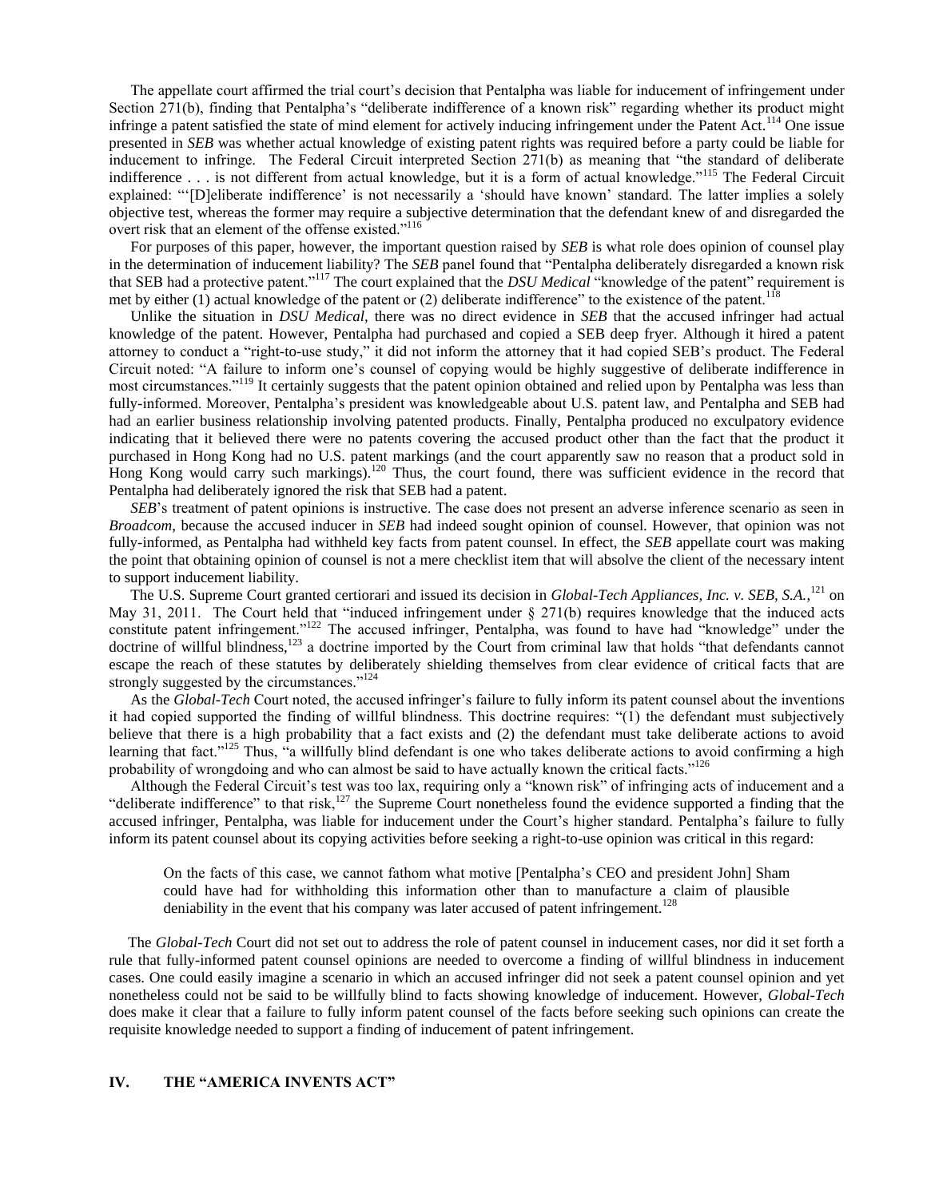The appellate court affirmed the trial court's decision that Pentalpha was liable for inducement of infringement under Section 271(b), finding that Pentalpha's "deliberate indifference of a known risk" regarding whether its product might infringe a patent satisfied the state of mind element for actively inducing infringement under the Patent Act.[114] One issue presented in *SEB* was whether actual knowledge of existing patent rights was required before a party could be liable for inducement to infringe. The Federal Circuit interpreted Section 271(b) as meaning that "the standard of deliberate indifference . . . is not different from actual knowledge, but it is a form of actual knowledge."[115] The Federal Circuit explained: "'[D]eliberate indifference' is not necessarily a 'should have known' standard. The latter implies a solely objective test, whereas the former may require a subjective determination that the defendant knew of and disregarded the overt risk that an element of the offense existed."[116]

For purposes of this paper, however, the important question raised by *SEB* is what role does opinion of counsel play in the determination of inducement liability? The *SEB* panel found that "Pentalpha deliberately disregarded a known risk that SEB had a protective patent."[117] The court explained that the *DSU Medical* "knowledge of the patent" requirement is met by either (1) actual knowledge of the patent or (2) deliberate indifference" to the existence of the patent.[118]

Unlike the situation in *DSU Medical*, there was no direct evidence in *SEB* that the accused infringer had actual knowledge of the patent. However, Pentalpha had purchased and copied a SEB deep fryer. Although it hired a patent attorney to conduct a "right-to-use study," it did not inform the attorney that it had copied SEB's product. The Federal Circuit noted: "A failure to inform one's counsel of copying would be highly suggestive of deliberate indifference in most circumstances."[119] It certainly suggests that the patent opinion obtained and relied upon by Pentalpha was less than fully-informed. Moreover, Pentalpha's president was knowledgeable about U.S. patent law, and Pentalpha and SEB had had an earlier business relationship involving patented products. Finally, Pentalpha produced no exculpatory evidence indicating that it believed there were no patents covering the accused product other than the fact that the product it purchased in Hong Kong had no U.S. patent markings (and the court apparently saw no reason that a product sold in Hong Kong would carry such markings).[120] Thus, the court found, there was sufficient evidence in the record that Pentalpha had deliberately ignored the risk that SEB had a patent.

*SEB*'s treatment of patent opinions is instructive. The case does not present an adverse inference scenario as seen in *Broadcom*, because the accused inducer in *SEB* had indeed sought opinion of counsel. However, that opinion was not fully-informed, as Pentalpha had withheld key facts from patent counsel. In effect, the *SEB* appellate court was making the point that obtaining opinion of counsel is not a mere checklist item that will absolve the client of the necessary intent to support inducement liability.

The U.S. Supreme Court granted certiorari and issued its decision in *Global-Tech Appliances, Inc. v. SEB, S.A.*,[121] on May 31, 2011. The Court held that "induced infringement under § 271(b) requires knowledge that the induced acts constitute patent infringement."[122] The accused infringer, Pentalpha, was found to have had "knowledge" under the doctrine of willful blindness,[123] a doctrine imported by the Court from criminal law that holds "that defendants cannot escape the reach of these statutes by deliberately shielding themselves from clear evidence of critical facts that are strongly suggested by the circumstances."[124]

As the *Global-Tech* Court noted, the accused infringer's failure to fully inform its patent counsel about the inventions it had copied supported the finding of willful blindness. This doctrine requires: "(1) the defendant must subjectively believe that there is a high probability that a fact exists and (2) the defendant must take deliberate actions to avoid learning that fact."[125] Thus, "a willfully blind defendant is one who takes deliberate actions to avoid confirming a high probability of wrongdoing and who can almost be said to have actually known the critical facts."[126]

Although the Federal Circuit's test was too lax, requiring only a "known risk" of infringing acts of inducement and a "deliberate indifference" to that risk,[127] the Supreme Court nonetheless found the evidence supported a finding that the accused infringer, Pentalpha, was liable for inducement under the Court's higher standard. Pentalpha's failure to fully inform its patent counsel about its copying activities before seeking a right-to-use opinion was critical in this regard:

> On the facts of this case, we cannot fathom what motive [Pentalpha's CEO and president John] Sham could have had for withholding this information other than to manufacture a claim of plausible deniability in the event that his company was later accused of patent infringement.[128]

The *Global-Tech* Court did not set out to address the role of patent counsel in inducement cases, nor did it set forth a rule that fully-informed patent counsel opinions are needed to overcome a finding of willful blindness in inducement cases. One could easily imagine a scenario in which an accused infringer did not seek a patent counsel opinion and yet nonetheless could not be said to be willfully blind to facts showing knowledge of inducement. However, *Global-Tech* does make it clear that a failure to fully inform patent counsel of the facts before seeking such opinions can create the requisite knowledge needed to support a finding of inducement of patent infringement.

## IV. THE "AMERICA INVENTS ACT"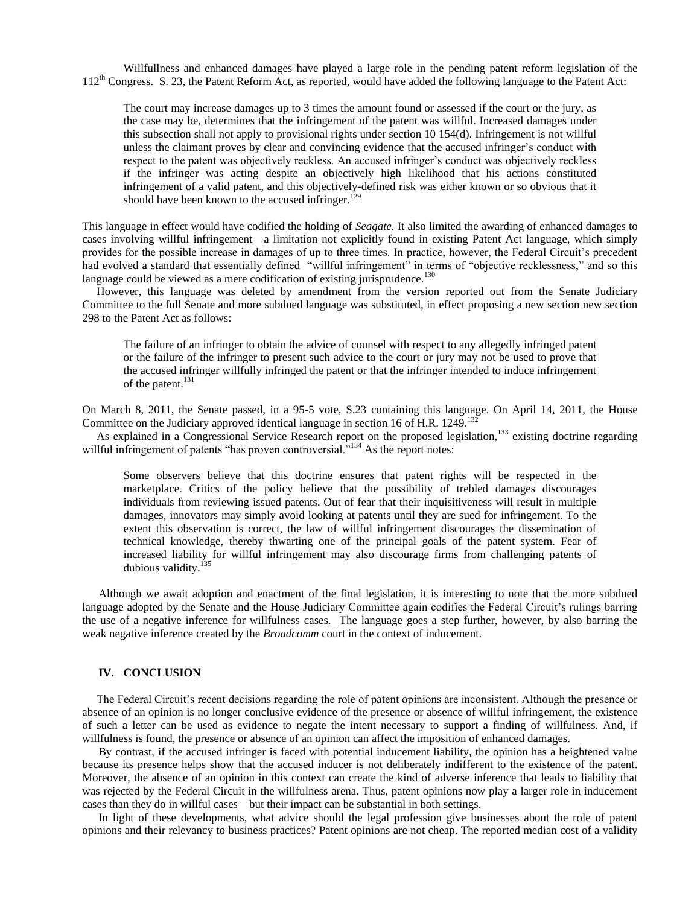Willfullness and enhanced damages have played a large role in the pending patent reform legislation of the 112th Congress. S. 23, the Patent Reform Act, as reported, would have added the following language to the Patent Act:

> The court may increase damages up to 3 times the amount found or assessed if the court or the jury, as the case may be, determines that the infringement of the patent was willful. Increased damages under this subsection shall not apply to provisional rights under section 10 154(d). Infringement is not willful unless the claimant proves by clear and convincing evidence that the accused infringer's conduct with respect to the patent was objectively reckless. An accused infringer's conduct was objectively reckless if the infringer was acting despite an objectively high likelihood that his actions constituted infringement of a valid patent, and this objectively-defined risk was either known or so obvious that it should have been known to the accused infringer.[129]

This language in effect would have codified the holding of *Seagate*. It also limited the awarding of enhanced damages to cases involving willful infringement—a limitation not explicitly found in existing Patent Act language, which simply provides for the possible increase in damages of up to three times. In practice, however, the Federal Circuit's precedent had evolved a standard that essentially defined "willful infringement" in terms of "objective recklessness," and so this language could be viewed as a mere codification of existing jurisprudence.[130]

However, this language was deleted by amendment from the version reported out from the Senate Judiciary Committee to the full Senate and more subdued language was substituted, in effect proposing a new section new section 298 to the Patent Act as follows:

> The failure of an infringer to obtain the advice of counsel with respect to any allegedly infringed patent or the failure of the infringer to present such advice to the court or jury may not be used to prove that the accused infringer willfully infringed the patent or that the infringer intended to induce infringement of the patent.[131]

On March 8, 2011, the Senate passed, in a 95-5 vote, S.23 containing this language. On April 14, 2011, the House Committee on the Judiciary approved identical language in section 16 of H.R. 1249.[132]

As explained in a Congressional Service Research report on the proposed legislation,[133] existing doctrine regarding willful infringement of patents "has proven controversial."[134] As the report notes:

> Some observers believe that this doctrine ensures that patent rights will be respected in the marketplace. Critics of the policy believe that the possibility of trebled damages discourages individuals from reviewing issued patents. Out of fear that their inquisitiveness will result in multiple damages, innovators may simply avoid looking at patents until they are sued for infringement. To the extent this observation is correct, the law of willful infringement discourages the dissemination of technical knowledge, thereby thwarting one of the principal goals of the patent system. Fear of increased liability for willful infringement may also discourage firms from challenging patents of dubious validity.[135]

Although we await adoption and enactment of the final legislation, it is interesting to note that the more subdued language adopted by the Senate and the House Judiciary Committee again codifies the Federal Circuit's rulings barring the use of a negative inference for willfulness cases. The language goes a step further, however, by also barring the weak negative inference created by the *Broadcomm* court in the context of inducement.

## IV. CONCLUSION

The Federal Circuit's recent decisions regarding the role of patent opinions are inconsistent. Although the presence or absence of an opinion is no longer conclusive evidence of the presence or absence of willful infringement, the existence of such a letter can be used as evidence to negate the intent necessary to support a finding of willfulness. And, if willfulness is found, the presence or absence of an opinion can affect the imposition of enhanced damages.

By contrast, if the accused infringer is faced with potential inducement liability, the opinion has a heightened value because its presence helps show that the accused inducer is not deliberately indifferent to the existence of the patent. Moreover, the absence of an opinion in this context can create the kind of adverse inference that leads to liability that was rejected by the Federal Circuit in the willfulness arena. Thus, patent opinions now play a larger role in inducement cases than they do in willful cases—but their impact can be substantial in both settings.

In light of these developments, what advice should the legal profession give businesses about the role of patent opinions and their relevancy to business practices? Patent opinions are not cheap. The reported median cost of a validity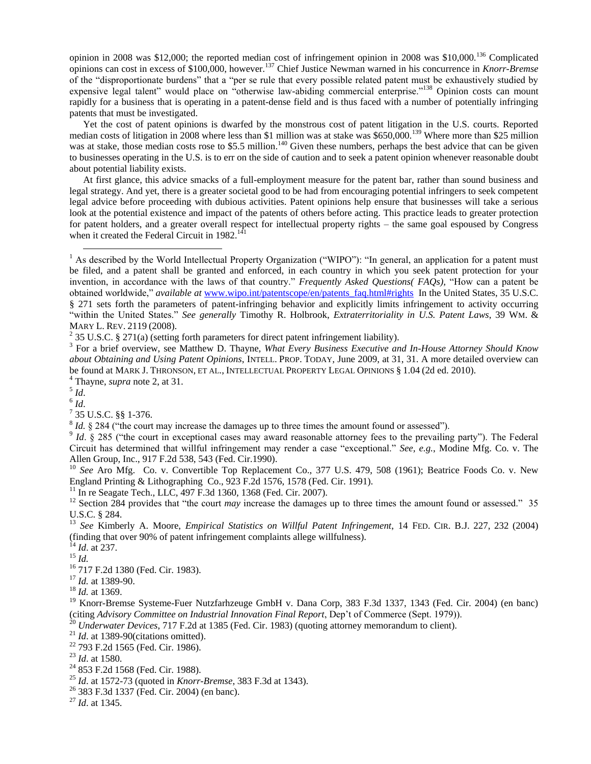opinion in 2008 was $12,000; the reported median cost of infringement opinion in 2008 was $10,000.[136] Complicated opinions can cost in excess of $100,000, however.[137] Chief Justice Newman warned in his concurrence in *Knorr-Bremse* of the "disproportionate burdens" that a "per se rule that every possible related patent must be exhaustively studied by expensive legal talent" would place on "otherwise law-abiding commercial enterprise."[138] Opinion costs can mount rapidly for a business that is operating in a patent-dense field and is thus faced with a number of potentially infringing patents that must be investigated.

Yet the cost of patent opinions is dwarfed by the monstrous cost of patent litigation in the U.S. courts. Reported median costs of litigation in 2008 where less than $1 million was at stake was $650,000.[139] Where more than $25 million was at stake, those median costs rose to $5.5 million.[140] Given these numbers, perhaps the best advice that can be given to businesses operating in the U.S. is to err on the side of caution and to seek a patent opinion whenever reasonable doubt about potential liability exists.

At first glance, this advice smacks of a full-employment measure for the patent bar, rather than sound business and legal strategy. And yet, there is a greater societal good to be had from encouraging potential infringers to seek competent legal advice before proceeding with dubious activities. Patent opinions help ensure that businesses will take a serious look at the potential existence and impact of the patents of others before acting. This practice leads to greater protection for patent holders, and a greater overall respect for intellectual property rights – the same goal espoused by Congress when it created the Federal Circuit in 1982.[141]

---

[1] As described by the World Intellectual Property Organization ("WIPO"): "In general, an application for a patent must be filed, and a patent shall be granted and enforced, in each country in which you seek patent protection for your invention, in accordance with the laws of that country." *Frequently Asked Questions( FAQs),* "How can a patent be obtained worldwide," *available at* www.wipo.int/patentscope/en/patents_faq.html#rights In the United States, 35 U.S.C. § 271 sets forth the parameters of patent-infringing behavior and explicitly limits infringement to activity occurring "within the United States." *See generally* Timothy R. Holbrook, *Extraterritoriality in U.S. Patent Laws*, 39 WM. & MARY L. REV. 2119 (2008).

[2] 35 U.S.C. § 271(a) (setting forth parameters for direct patent infringement liability).

[3] For a brief overview, see Matthew D. Thayne, *What Every Business Executive and In-House Attorney Should Know about Obtaining and Using Patent Opinions*, INTELL. PROP. TODAY, June 2009, at 31, 31. A more detailed overview can be found at MARK J. THRONSON, ET AL., INTELLECTUAL PROPERTY LEGAL OPINIONS § 1.04 (2d ed. 2010).

[4] Thayne, *supra* note 2, at 31.

[5] *Id*.

[6] *Id*.

[7] 35 U.S.C. §§ 1-376.

[8] *Id.* § 284 ("the court may increase the damages up to three times the amount found or assessed").

[9] *Id*. § 285 ("the court in exceptional cases may award reasonable attorney fees to the prevailing party"). The Federal Circuit has determined that willful infringement may render a case "exceptional." *See, e.g.*, Modine Mfg. Co. v. The Allen Group, Inc., 917 F.2d 538, 543 (Fed. Cir.1990).

[10] *See* Aro Mfg. Co. v. Convertible Top Replacement Co., 377 U.S. 479, 508 (1961); Beatrice Foods Co. v. New England Printing & Lithographing Co., 923 F.2d 1576, 1578 (Fed. Cir. 1991).

[11] In re Seagate Tech., LLC, 497 F.3d 1360, 1368 (Fed. Cir. 2007).

[12] Section 284 provides that "the court *may* increase the damages up to three times the amount found or assessed." 35 U.S.C. § 284.

[13] *See* Kimberly A. Moore, *Empirical Statistics on Willful Patent Infringement*, 14 FED. CIR. B.J. 227, 232 (2004) (finding that over 90% of patent infringement complaints allege willfulness).

[14] *Id*. at 237.

[15] *Id.*

[16] 717 F.2d 1380 (Fed. Cir. 1983).

[17] *Id.* at 1389-90.

[18] *Id.* at 1369.

[19] Knorr-Bremse Systeme-Fuer Nutzfarhzeuge GmbH v. Dana Corp, 383 F.3d 1337, 1343 (Fed. Cir. 2004) (en banc) (citing *Advisory Committee on Industrial Innovation Final Report*, Dep't of Commerce (Sept. 1979)).

[20] *Underwater Devices*, 717 F.2d at 1385 (Fed. Cir. 1983) (quoting attorney memorandum to client).

[21] *Id*. at 1389-90(citations omitted).

[22] 793 F.2d 1565 (Fed. Cir. 1986).

[23] *Id*. at 1580.

[24] 853 F.2d 1568 (Fed. Cir. 1988).

[25] *Id*. at 1572-73 (quoted in *Knorr-Bremse*, 383 F.3d at 1343).

[26] 383 F.3d 1337 (Fed. Cir. 2004) (en banc).

[27] *Id*. at 1345.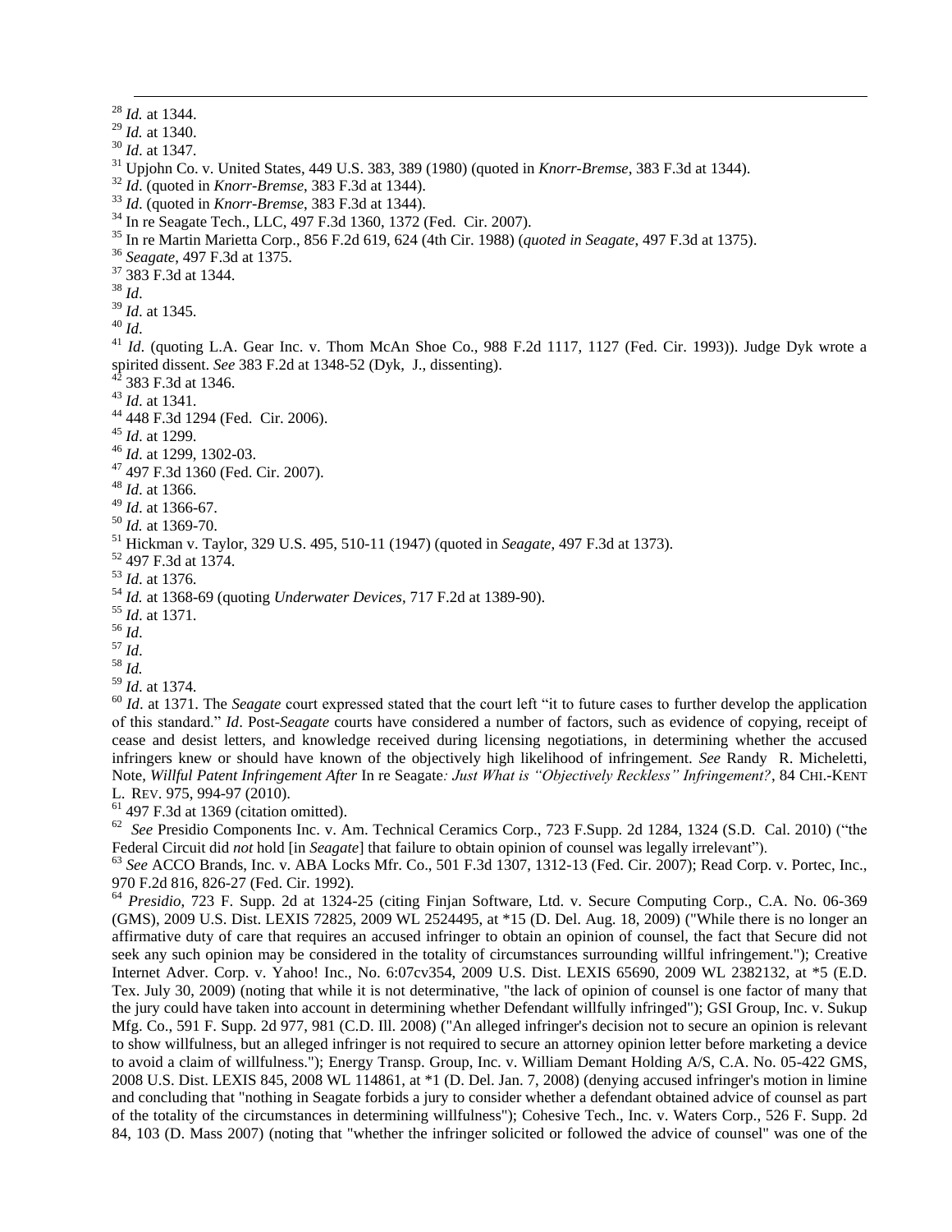[28] *Id.* at 1344.

[29] *Id.* at 1340.

[30] *Id*. at 1347.

[31] Upjohn Co. v. United States, 449 U.S. 383, 389 (1980) (quoted in *Knorr-Bremse*, 383 F.3d at 1344).

[32] *Id*. (quoted in *Knorr-Bremse*, 383 F.3d at 1344).

[33] *Id*. (quoted in *Knorr-Bremse*, 383 F.3d at 1344).

[34] In re Seagate Tech., LLC, 497 F.3d 1360, 1372 (Fed. Cir. 2007).

[35] In re Martin Marietta Corp., 856 F.2d 619, 624 (4th Cir. 1988) (*quoted in Seagate*, 497 F.3d at 1375).

[36] *Seagate*, 497 F.3d at 1375.

[37] 383 F.3d at 1344.

[38] *Id*.

[39] *Id*. at 1345.

[40] *Id*.

[41] *Id*. (quoting L.A. Gear Inc. v. Thom McAn Shoe Co., 988 F.2d 1117, 1127 (Fed. Cir. 1993)). Judge Dyk wrote a spirited dissent. *See* 383 F.2d at 1348-52 (Dyk, J., dissenting).

[42] 383 F.3d at 1346.

[43] *Id*. at 1341.

[44] 448 F.3d 1294 (Fed. Cir. 2006).

[45] *Id*. at 1299.

[46] *Id*. at 1299, 1302-03.

[47] 497 F.3d 1360 (Fed. Cir. 2007).

[48] *Id*. at 1366.

[49] *Id*. at 1366-67.

[50] *Id.* at 1369-70.

[51] Hickman v. Taylor, 329 U.S. 495, 510-11 (1947) (quoted in *Seagate*, 497 F.3d at 1373).

[52] 497 F.3d at 1374.

[53] *Id*. at 1376.

[54] *Id.* at 1368-69 (quoting *Underwater Devices*, 717 F.2d at 1389-90).

[55] *Id*. at 1371.

[56] *Id*.

[57] *Id*.

[58] *Id.*

[59] *Id*. at 1374.

[60] *Id*. at 1371. The *Seagate* court expressed stated that the court left "it to future cases to further develop the application of this standard." *Id*. Post-*Seagate* courts have considered a number of factors, such as evidence of copying, receipt of cease and desist letters, and knowledge received during licensing negotiations, in determining whether the accused infringers knew or should have known of the objectively high likelihood of infringement. *See* Randy R. Micheletti, Note, *Willful Patent Infringement After* In re Seagate*: Just What is "Objectively Reckless" Infringement?*, 84 CHI.-KENT L. REV. 975, 994-97 (2010).

[61] 497 F.3d at 1369 (citation omitted).

[62] *See* Presidio Components Inc. v. Am. Technical Ceramics Corp., 723 F.Supp. 2d 1284, 1324 (S.D. Cal. 2010) ("the Federal Circuit did *not* hold [in *Seagate*] that failure to obtain opinion of counsel was legally irrelevant").

[63] *See* ACCO Brands, Inc. v. ABA Locks Mfr. Co., 501 F.3d 1307, 1312-13 (Fed. Cir. 2007); Read Corp. v. Portec, Inc., 970 F.2d 816, 826-27 (Fed. Cir. 1992).

[64] *Presidio*, 723 F. Supp. 2d at 1324-25 (citing Finjan Software, Ltd. v. Secure Computing Corp., C.A. No. 06-369 (GMS), 2009 U.S. Dist. LEXIS 72825, 2009 WL 2524495, at *15 (D. Del. Aug. 18, 2009) ("While there is no longer an affirmative duty of care that requires an accused infringer to obtain an opinion of counsel, the fact that Secure did not seek any such opinion may be considered in the totality of circumstances surrounding willful infringement."); Creative Internet Adver. Corp. v. Yahoo! Inc., No. 6:07cv354, 2009 U.S. Dist. LEXIS 65690, 2009 WL 2382132, at *5 (E.D. Tex. July 30, 2009) (noting that while it is not determinative, "the lack of opinion of counsel is one factor of many that the jury could have taken into account in determining whether Defendant willfully infringed"); GSI Group, Inc. v. Sukup Mfg. Co., 591 F. Supp. 2d 977, 981 (C.D. Ill. 2008) ("An alleged infringer's decision not to secure an opinion is relevant to show willfulness, but an alleged infringer is not required to secure an attorney opinion letter before marketing a device to avoid a claim of willfulness."); Energy Transp. Group, Inc. v. William Demant Holding A/S, C.A. No. 05-422 GMS, 2008 U.S. Dist. LEXIS 845, 2008 WL 114861, at *1 (D. Del. Jan. 7, 2008) (denying accused infringer's motion in limine and concluding that "nothing in Seagate forbids a jury to consider whether a defendant obtained advice of counsel as part of the totality of the circumstances in determining willfulness"); Cohesive Tech., Inc. v. Waters Corp., 526 F. Supp. 2d 84, 103 (D. Mass 2007) (noting that "whether the infringer solicited or followed the advice of counsel" was one of the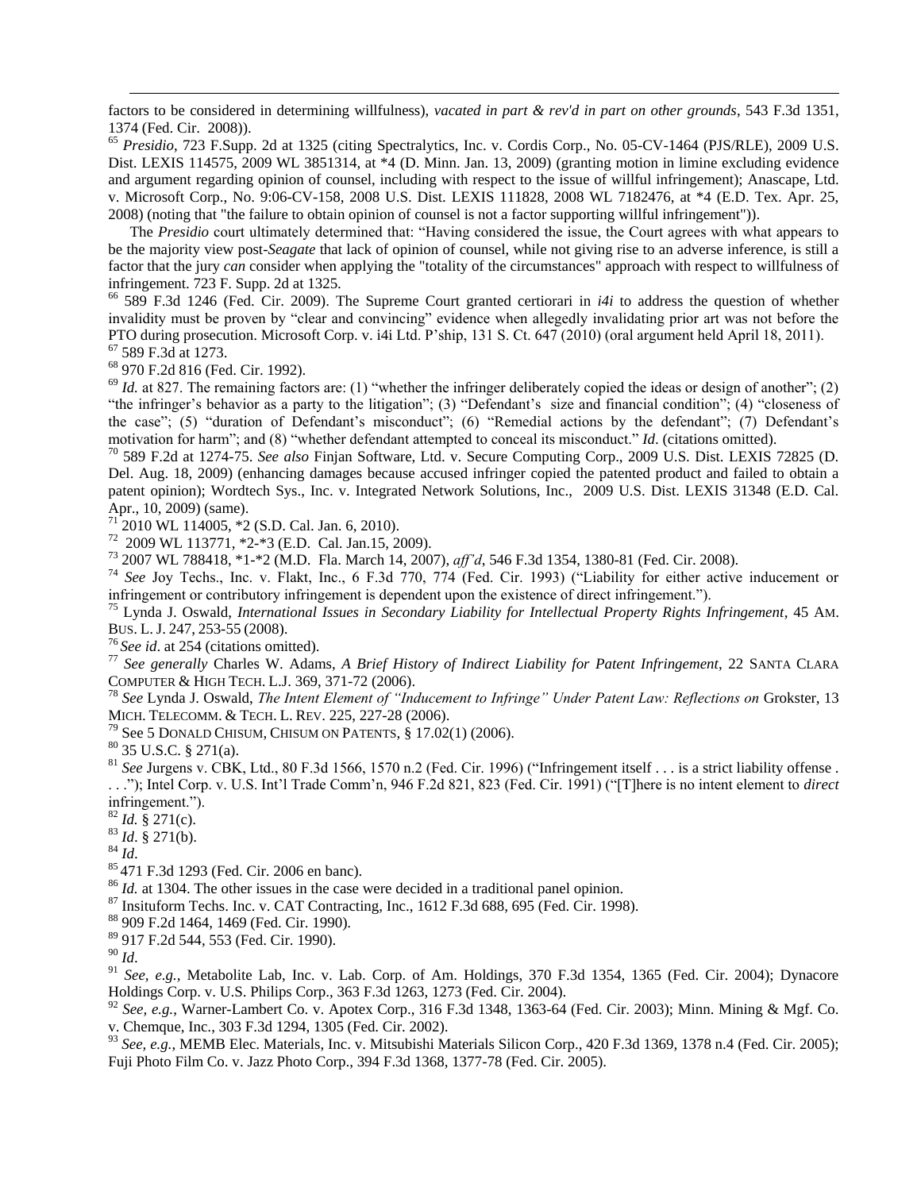factors to be considered in determining willfulness), *vacated in part & rev'd in part on other grounds*, 543 F.3d 1351, 1374 (Fed. Cir. 2008)).

[65] *Presidio*, 723 F.Supp. 2d at 1325 (citing Spectralytics, Inc. v. Cordis Corp., No. 05-CV-1464 (PJS/RLE), 2009 U.S. Dist. LEXIS 114575, 2009 WL 3851314, at *4 (D. Minn. Jan. 13, 2009) (granting motion in limine excluding evidence and argument regarding opinion of counsel, including with respect to the issue of willful infringement); Anascape, Ltd. v. Microsoft Corp., No. 9:06-CV-158, 2008 U.S. Dist. LEXIS 111828, 2008 WL 7182476, at *4 (E.D. Tex. Apr. 25, 2008) (noting that "the failure to obtain opinion of counsel is not a factor supporting willful infringement")).

The *Presidio* court ultimately determined that: "Having considered the issue, the Court agrees with what appears to be the majority view post-*Seagate* that lack of opinion of counsel, while not giving rise to an adverse inference, is still a factor that the jury *can* consider when applying the "totality of the circumstances" approach with respect to willfulness of infringement. 723 F. Supp. 2d at 1325.

[66] 589 F.3d 1246 (Fed. Cir. 2009). The Supreme Court granted certiorari in *i4i* to address the question of whether invalidity must be proven by "clear and convincing" evidence when allegedly invalidating prior art was not before the PTO during prosecution. Microsoft Corp. v. i4i Ltd. P'ship, 131 S. Ct. 647 (2010) (oral argument held April 18, 2011).

[67] 589 F.3d at 1273.

[68] 970 F.2d 816 (Fed. Cir. 1992).

[69] *Id.* at 827. The remaining factors are: (1) "whether the infringer deliberately copied the ideas or design of another"; (2) "the infringer's behavior as a party to the litigation"; (3) "Defendant's size and financial condition"; (4) "closeness of the case"; (5) "duration of Defendant's misconduct"; (6) "Remedial actions by the defendant"; (7) Defendant's motivation for harm"; and (8) "whether defendant attempted to conceal its misconduct." *Id*. (citations omitted).

[70] 589 F.2d at 1274-75. *See also* Finjan Software, Ltd. v. Secure Computing Corp., 2009 U.S. Dist. LEXIS 72825 (D. Del. Aug. 18, 2009) (enhancing damages because accused infringer copied the patented product and failed to obtain a patent opinion); Wordtech Sys., Inc. v. Integrated Network Solutions, Inc., 2009 U.S. Dist. LEXIS 31348 (E.D. Cal. Apr., 10, 2009) (same).

[71] 2010 WL 114005, *2 (S.D. Cal. Jan. 6, 2010).

[72] 2009 WL 113771, *2-*3 (E.D. Cal. Jan.15, 2009).

[73] 2007 WL 788418, *1-*2 (M.D. Fla. March 14, 2007), *aff'd*, 546 F.3d 1354, 1380-81 (Fed. Cir. 2008).

[74] *See* Joy Techs., Inc. v. Flakt, Inc., 6 F.3d 770, 774 (Fed. Cir. 1993) ("Liability for either active inducement or infringement or contributory infringement is dependent upon the existence of direct infringement.").

[75] Lynda J. Oswald, *International Issues in Secondary Liability for Intellectual Property Rights Infringement*, 45 AM. BUS. L. J. 247, 253-55 (2008).

[76] *See id*. at 254 (citations omitted).

[77] *See generally* Charles W. Adams, *A Brief History of Indirect Liability for Patent Infringement*, 22 SANTA CLARA COMPUTER & HIGH TECH. L.J. 369, 371-72 (2006).

[78] *See* Lynda J. Oswald, *The Intent Element of "Inducement to Infringe" Under Patent Law: Reflections on* Grokster, 13 MICH. TELECOMM. & TECH. L. REV. 225, 227-28 (2006).

[79] See 5 DONALD CHISUM, CHISUM ON PATENTS, § 17.02(1) (2006).

[80] 35 U.S.C. § 271(a).

[81] *See* Jurgens v. CBK, Ltd., 80 F.3d 1566, 1570 n.2 (Fed. Cir. 1996) ("Infringement itself . . . is a strict liability offense . . . ."); Intel Corp. v. U.S. Int'l Trade Comm'n, 946 F.2d 821, 823 (Fed. Cir. 1991) ("[T]here is no intent element to *direct* infringement.").

[82] *Id.* § 271(c).

[83] *Id*. § 271(b).

[84] *Id*.

[85] 471 F.3d 1293 (Fed. Cir. 2006 en banc).

[86] *Id.* at 1304. The other issues in the case were decided in a traditional panel opinion.

[87] Insituform Techs. Inc. v. CAT Contracting, Inc., 1612 F.3d 688, 695 (Fed. Cir. 1998).

[88] 909 F.2d 1464, 1469 (Fed. Cir. 1990).

[89] 917 F.2d 544, 553 (Fed. Cir. 1990).

[90] *Id*.

[91] *See, e.g.,* Metabolite Lab, Inc. v. Lab. Corp. of Am. Holdings, 370 F.3d 1354, 1365 (Fed. Cir. 2004); Dynacore Holdings Corp. v. U.S. Philips Corp., 363 F.3d 1263, 1273 (Fed. Cir. 2004).

[92] *See, e.g.,* Warner-Lambert Co. v. Apotex Corp., 316 F.3d 1348, 1363-64 (Fed. Cir. 2003); Minn. Mining & Mgf. Co. v. Chemque, Inc., 303 F.3d 1294, 1305 (Fed. Cir. 2002).

[93] *See, e.g.,* MEMB Elec. Materials, Inc. v. Mitsubishi Materials Silicon Corp., 420 F.3d 1369, 1378 n.4 (Fed. Cir. 2005); Fuji Photo Film Co. v. Jazz Photo Corp., 394 F.3d 1368, 1377-78 (Fed. Cir. 2005).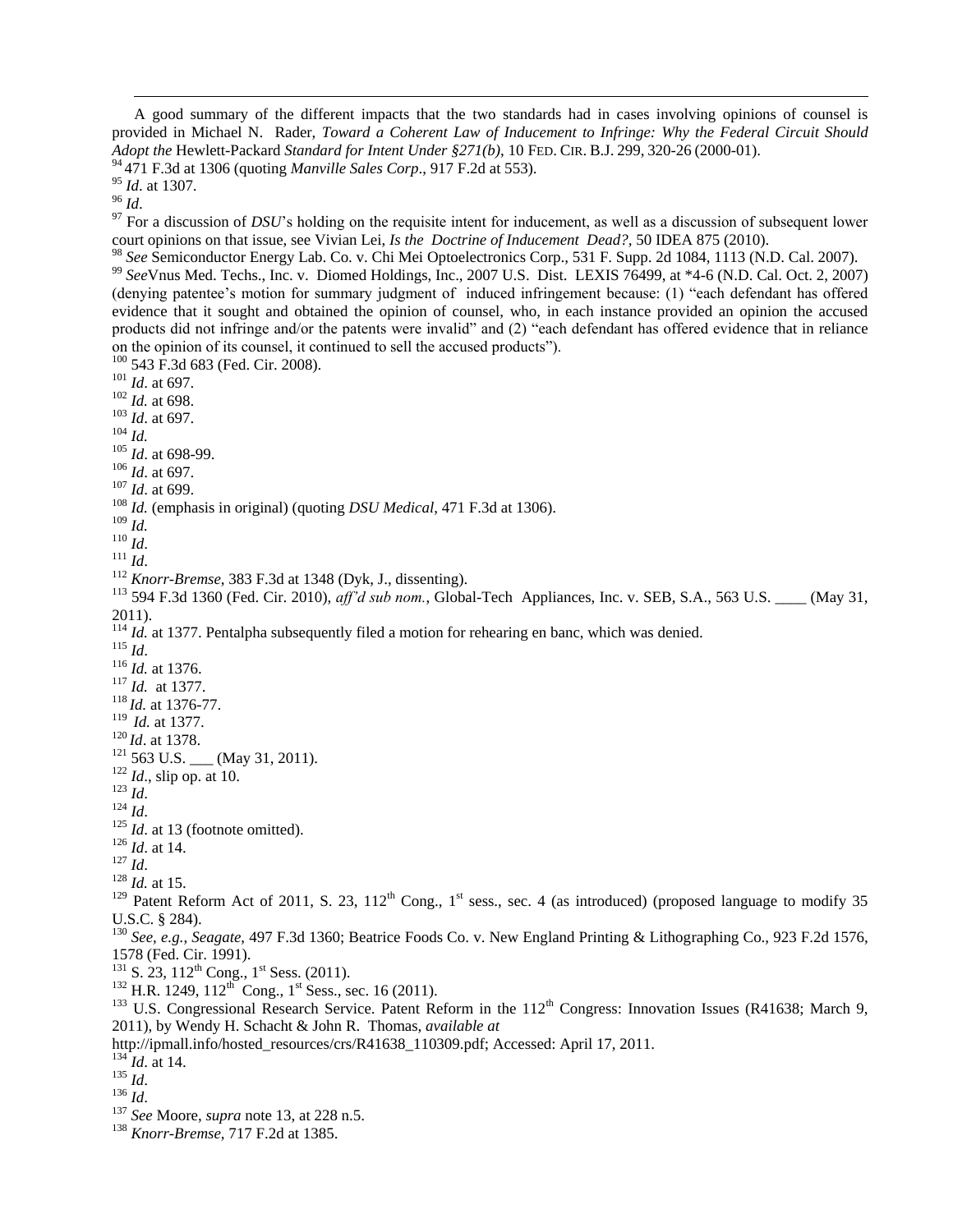A good summary of the different impacts that the two standards had in cases involving opinions of counsel is provided in Michael N. Rader, *Toward a Coherent Law of Inducement to Infringe: Why the Federal Circuit Should Adopt the* Hewlett-Packard *Standard for Intent Under §271(b)*, 10 FED. CIR. B.J. 299, 320-26 (2000-01).

[94] 471 F.3d at 1306 (quoting *Manville Sales Corp*., 917 F.2d at 553).

[95] *Id*. at 1307.

[96] *Id*.

[97] For a discussion of *DSU*'s holding on the requisite intent for inducement, as well as a discussion of subsequent lower court opinions on that issue, see Vivian Lei, *Is the Doctrine of Inducement Dead?*, 50 IDEA 875 (2010).

[98] *See* Semiconductor Energy Lab. Co. v. Chi Mei Optoelectronics Corp., 531 F. Supp. 2d 1084, 1113 (N.D. Cal. 2007).

[99] *See*Vnus Med. Techs., Inc. v. Diomed Holdings, Inc., 2007 U.S. Dist. LEXIS 76499, at *4-6 (N.D. Cal. Oct. 2, 2007) (denying patentee's motion for summary judgment of induced infringement because: (1) "each defendant has offered evidence that it sought and obtained the opinion of counsel, who, in each instance provided an opinion the accused products did not infringe and/or the patents were invalid" and (2) "each defendant has offered evidence that in reliance on the opinion of its counsel, it continued to sell the accused products").

[100] 543 F.3d 683 (Fed. Cir. 2008).

[101] *Id*. at 697.

[102] *Id.* at 698.

[103] *Id*. at 697.

[104] *Id.*

[105] *Id*. at 698-99.

[106] *Id*. at 697.

[107] *Id*. at 699.

[108] *Id.* (emphasis in original) (quoting *DSU Medical*, 471 F.3d at 1306).

[109] *Id.*

[110] *Id*.

[111] *Id*.

[112] *Knorr-Bremse*, 383 F.3d at 1348 (Dyk, J., dissenting).

[113] 594 F.3d 1360 (Fed. Cir. 2010), *aff'd sub nom.*, Global-Tech Appliances, Inc. v. SEB, S.A., 563 U.S. ____ (May 31, 2011).

[114] *Id.* at 1377. Pentalpha subsequently filed a motion for rehearing en banc, which was denied.

[115] *Id*.

[116] *Id.* at 1376.

[117] *Id.* at 1377.

[118] *Id.* at 1376-77.

[119] *Id.* at 1377.

[120] *Id*. at 1378.

[121] 563 U.S. ___ (May 31, 2011).

[122] *Id*., slip op. at 10.

[123] *Id*.

[124] *Id*.

[125] *Id*. at 13 (footnote omitted).

[126] *Id*. at 14.

[127] *Id*.

[128] *Id.* at 15.

[129] Patent Reform Act of 2011, S. 23, 112th Cong., 1st sess., sec. 4 (as introduced) (proposed language to modify 35 U.S.C. § 284).

[130] *See, e.g.*, *Seagate*, 497 F.3d 1360; Beatrice Foods Co. v. New England Printing & Lithographing Co., 923 F.2d 1576, 1578 (Fed. Cir. 1991).

[131] S. 23, 112th Cong., 1st Sess. (2011).

[132] H.R. 1249, 112th Cong., 1st Sess., sec. 16 (2011).

[133] U.S. Congressional Research Service. Patent Reform in the 112th Congress: Innovation Issues (R41638; March 9, 2011), by Wendy H. Schacht & John R. Thomas, *available at* http://ipmall.info/hosted_resources/crs/R41638_110309.pdf; Accessed: April 17, 2011.

[134] *Id*. at 14.

[135] *Id*.

[136] *Id*.

[137] *See* Moore, *supra* note 13, at 228 n.5.

[138] *Knorr-Bremse*, 717 F.2d at 1385.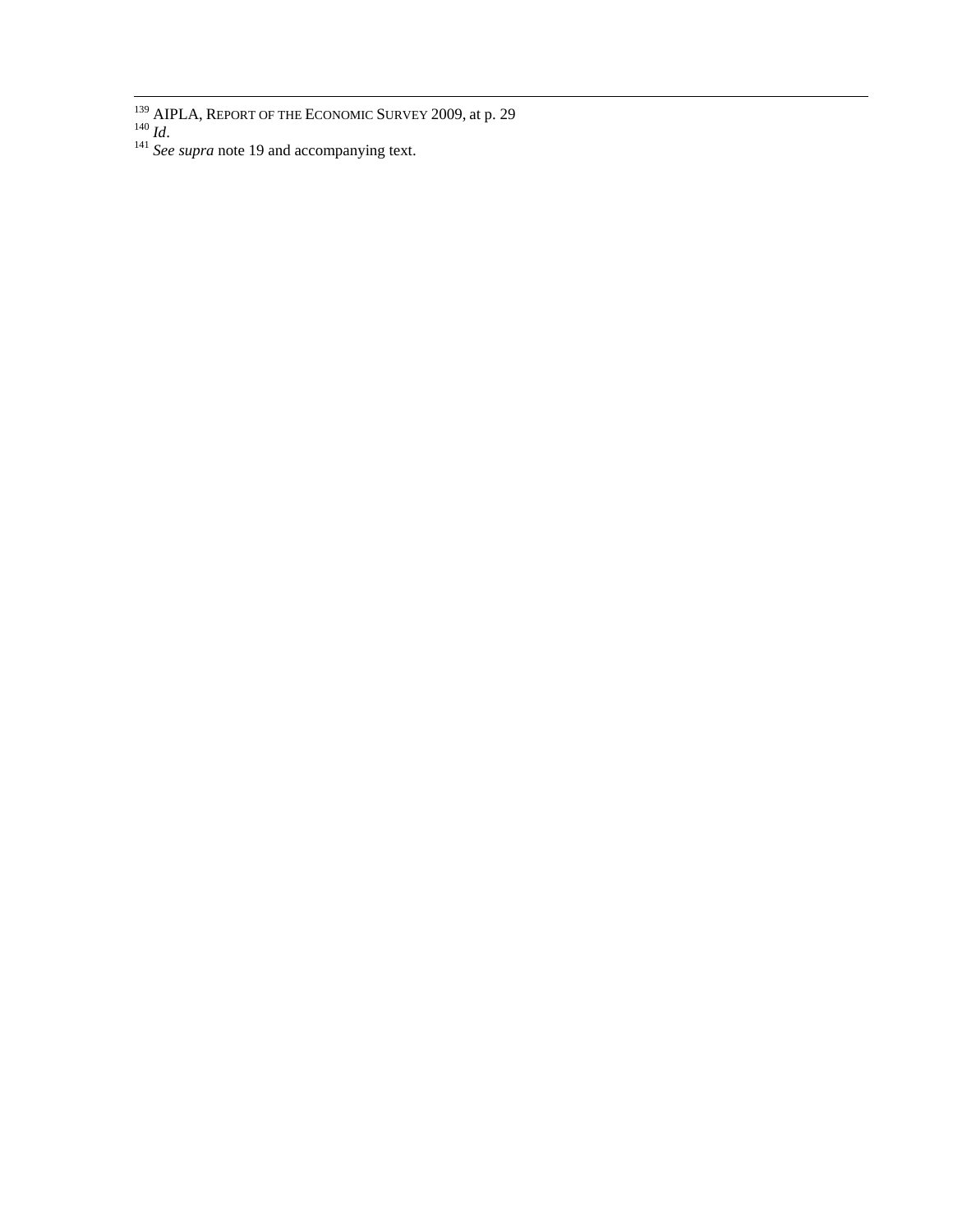[139] AIPLA, REPORT OF THE ECONOMIC SURVEY 2009, at p. 29

[140] *Id*.

[141] *See supra* note 19 and accompanying text.